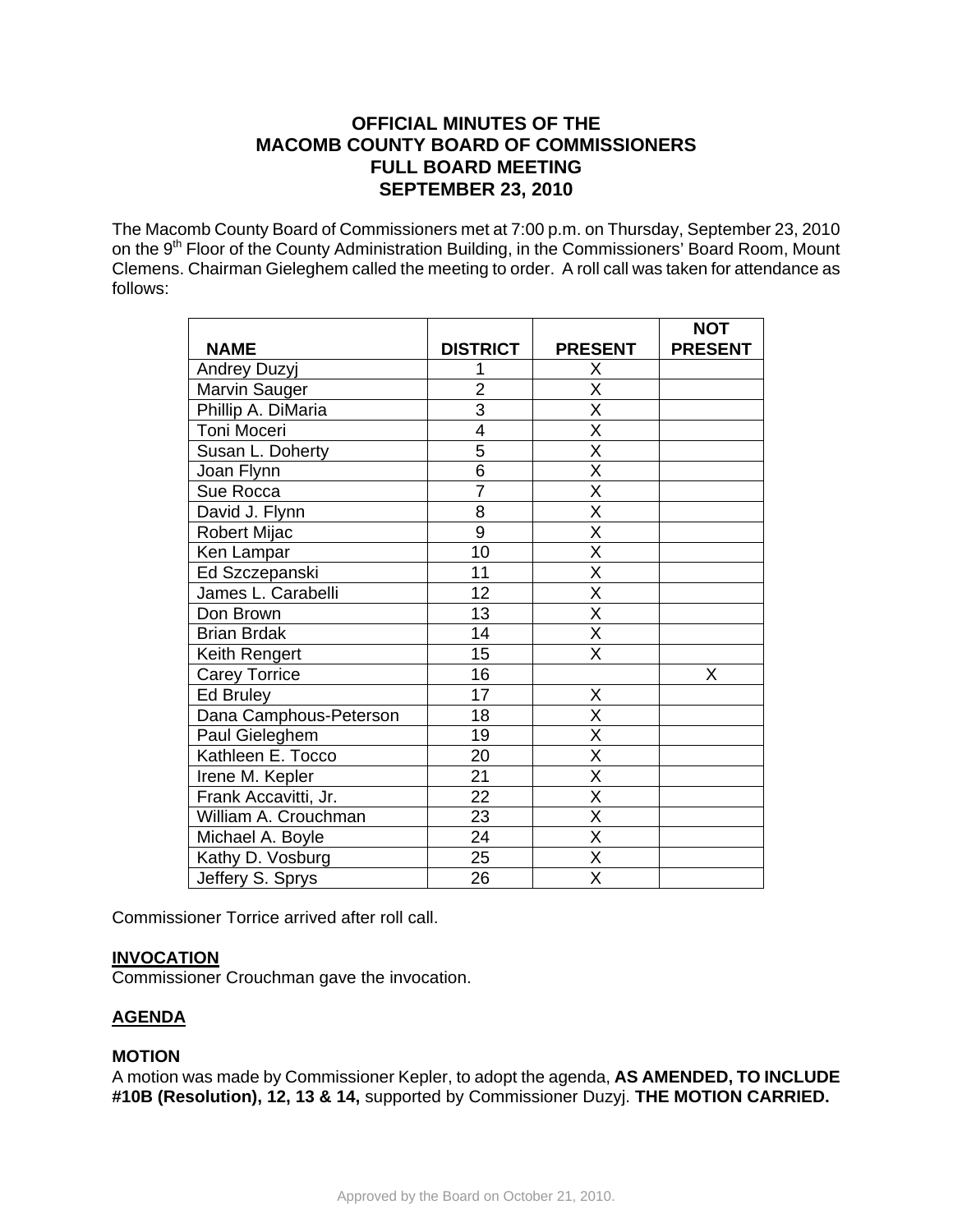# OFFICIAL MINUTES OF THE MACOMB COUNTY BOARD OF COMMISSIONERS FULL BOARD MEETING SEPTEMBER 23, 2010

The Macomb County Board of Commissioners met at 7:00 p.m. on Thursday, September 23, 2010 on the 9th Floor of the County Administration Building, in the Commissioners' Board Room, Mount Clemens. Chairman Gieleghem called the meeting to order. A roll call was taken for attendance as follows:

| NAME | DISTRICT | PRESENT | NOT PRESENT |
|---|---|---|---|
| Andrey Duzyj | 1 | X | |
| Marvin Sauger | 2 | X | |
| Phillip A. DiMaria | 3 | X | |
| Toni Moceri | 4 | X | |
| Susan L. Doherty | 5 | X | |
| Joan Flynn | 6 | X | |
| Sue Rocca | 7 | X | |
| David J. Flynn | 8 | X | |
| Robert Mijac | 9 | X | |
| Ken Lampar | 10 | X | |
| Ed Szczepanski | 11 | X | |
| James L. Carabelli | 12 | X | |
| Don Brown | 13 | X | |
| Brian Brdak | 14 | X | |
| Keith Rengert | 15 | X | |
| Carey Torrice | 16 | | X |
| Ed Bruley | 17 | X | |
| Dana Camphous-Peterson | 18 | X | |
| Paul Gieleghem | 19 | X | |
| Kathleen E. Tocco | 20 | X | |
| Irene M. Kepler | 21 | X | |
| Frank Accavitti, Jr. | 22 | X | |
| William A. Crouchman | 23 | X | |
| Michael A. Boyle | 24 | X | |
| Kathy D. Vosburg | 25 | X | |
| Jeffery S. Sprys | 26 | X | |

Commissioner Torrice arrived after roll call.

## INVOCATION

Commissioner Crouchman gave the invocation.

## AGENDA

### MOTION

A motion was made by Commissioner Kepler, to adopt the agenda, **AS AMENDED, TO INCLUDE #10B (Resolution), 12, 13 & 14,** supported by Commissioner Duzyj. **THE MOTION CARRIED.**

Approved by the Board on October 21, 2010.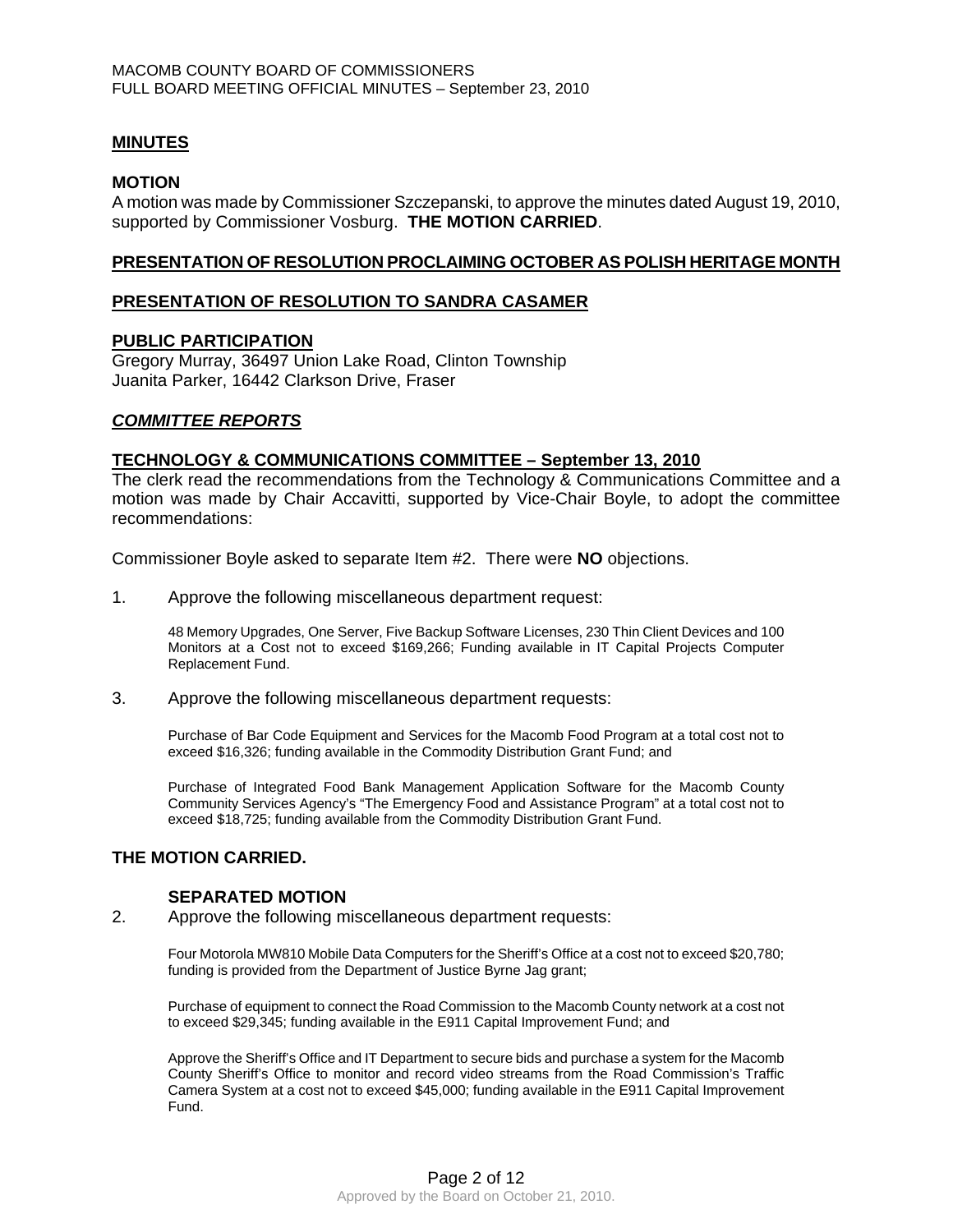## MINUTES

### MOTION

A motion was made by Commissioner Szczepanski, to approve the minutes dated August 19, 2010, supported by Commissioner Vosburg. **THE MOTION CARRIED**.

## PRESENTATION OF RESOLUTION PROCLAIMING OCTOBER AS POLISH HERITAGE MONTH

## PRESENTATION OF RESOLUTION TO SANDRA CASAMER

## PUBLIC PARTICIPATION

Gregory Murray, 36497 Union Lake Road, Clinton Township
Juanita Parker, 16442 Clarkson Drive, Fraser

## *COMMITTEE REPORTS*

### TECHNOLOGY & COMMUNICATIONS COMMITTEE – September 13, 2010

The clerk read the recommendations from the Technology & Communications Committee and a motion was made by Chair Accavitti, supported by Vice-Chair Boyle, to adopt the committee recommendations:

Commissioner Boyle asked to separate Item #2. There were **NO** objections.

1. Approve the following miscellaneous department request:

   48 Memory Upgrades, One Server, Five Backup Software Licenses, 230 Thin Client Devices and 100 Monitors at a Cost not to exceed $169,266; Funding available in IT Capital Projects Computer Replacement Fund.

3. Approve the following miscellaneous department requests:

   Purchase of Bar Code Equipment and Services for the Macomb Food Program at a total cost not to exceed $16,326; funding available in the Commodity Distribution Grant Fund; and

   Purchase of Integrated Food Bank Management Application Software for the Macomb County Community Services Agency's "The Emergency Food and Assistance Program" at a total cost not to exceed $18,725; funding available from the Commodity Distribution Grant Fund.

**THE MOTION CARRIED.**

**SEPARATED MOTION**

2. Approve the following miscellaneous department requests:

   Four Motorola MW810 Mobile Data Computers for the Sheriff's Office at a cost not to exceed $20,780; funding is provided from the Department of Justice Byrne Jag grant;

   Purchase of equipment to connect the Road Commission to the Macomb County network at a cost not to exceed $29,345; funding available in the E911 Capital Improvement Fund; and

   Approve the Sheriff's Office and IT Department to secure bids and purchase a system for the Macomb County Sheriff's Office to monitor and record video streams from the Road Commission's Traffic Camera System at a cost not to exceed $45,000; funding available in the E911 Capital Improvement Fund.

Approved by the Board on October 21, 2010.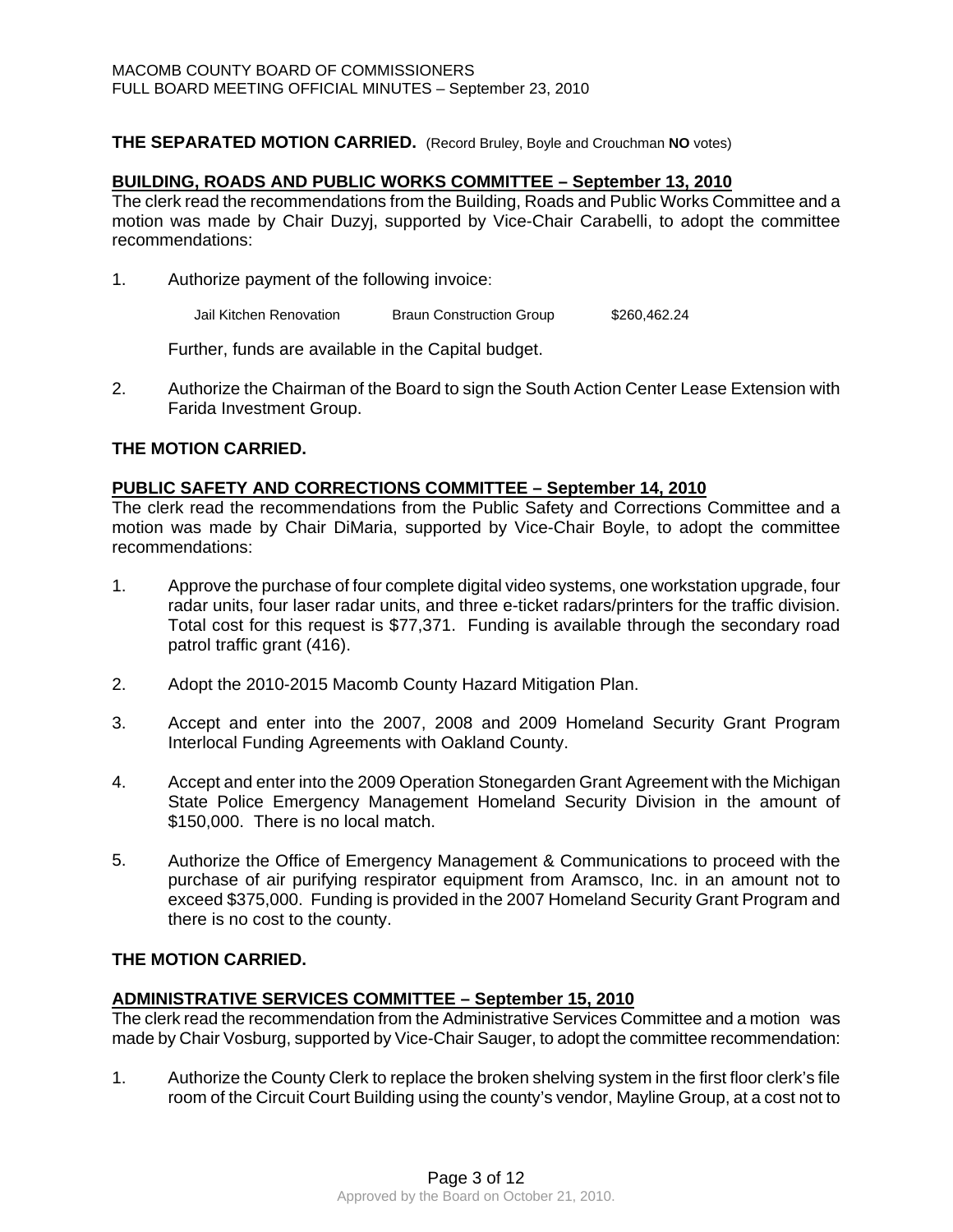**THE SEPARATED MOTION CARRIED.** (Record Bruley, Boyle and Crouchman **NO** votes)

**BUILDING, ROADS AND PUBLIC WORKS COMMITTEE – September 13, 2010**

The clerk read the recommendations from the Building, Roads and Public Works Committee and a motion was made by Chair Duzyj, supported by Vice-Chair Carabelli, to adopt the committee recommendations:

1. Authorize payment of the following invoice:

   | | | |
   |---|---|---|
   | Jail Kitchen Renovation | Braun Construction Group | $260,462.24 |

   Further, funds are available in the Capital budget.

2. Authorize the Chairman of the Board to sign the South Action Center Lease Extension with Farida Investment Group.

**THE MOTION CARRIED.**

**PUBLIC SAFETY AND CORRECTIONS COMMITTEE – September 14, 2010**

The clerk read the recommendations from the Public Safety and Corrections Committee and a motion was made by Chair DiMaria, supported by Vice-Chair Boyle, to adopt the committee recommendations:

1. Approve the purchase of four complete digital video systems, one workstation upgrade, four radar units, four laser radar units, and three e-ticket radars/printers for the traffic division. Total cost for this request is $77,371. Funding is available through the secondary road patrol traffic grant (416).

2. Adopt the 2010-2015 Macomb County Hazard Mitigation Plan.

3. Accept and enter into the 2007, 2008 and 2009 Homeland Security Grant Program Interlocal Funding Agreements with Oakland County.

4. Accept and enter into the 2009 Operation Stonegarden Grant Agreement with the Michigan State Police Emergency Management Homeland Security Division in the amount of $150,000. There is no local match.

5. Authorize the Office of Emergency Management & Communications to proceed with the purchase of air purifying respirator equipment from Aramsco, Inc. in an amount not to exceed $375,000. Funding is provided in the 2007 Homeland Security Grant Program and there is no cost to the county.

**THE MOTION CARRIED.**

**ADMINISTRATIVE SERVICES COMMITTEE – September 15, 2010**

The clerk read the recommendation from the Administrative Services Committee and a motion was made by Chair Vosburg, supported by Vice-Chair Sauger, to adopt the committee recommendation:

1. Authorize the County Clerk to replace the broken shelving system in the first floor clerk's file room of the Circuit Court Building using the county's vendor, Mayline Group, at a cost not to

Approved by the Board on October 21, 2010.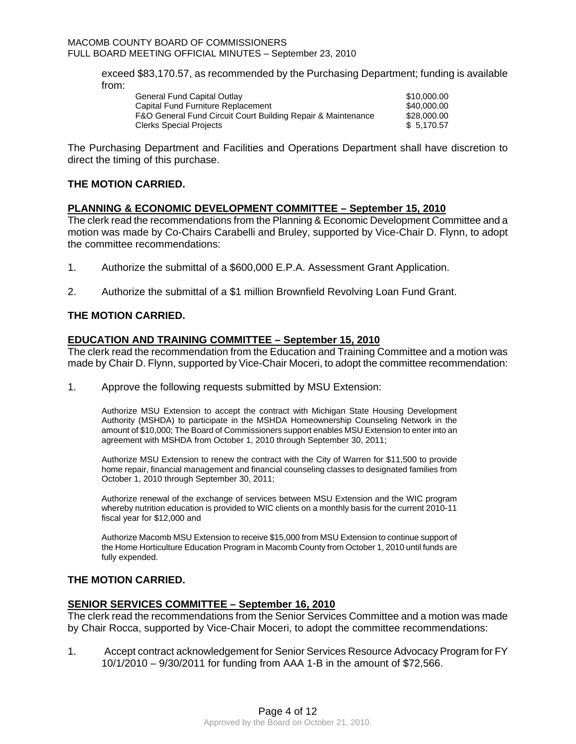exceed $83,170.57, as recommended by the Purchasing Department; funding is available from:

| | |
|---|---|
| General Fund Capital Outlay | $10,000.00 |
| Capital Fund Furniture Replacement | $40,000.00 |
| F&O General Fund Circuit Court Building Repair & Maintenance | $28,000.00 |
| Clerks Special Projects | $ 5,170.57 |

The Purchasing Department and Facilities and Operations Department shall have discretion to direct the timing of this purchase.

**THE MOTION CARRIED.**

**PLANNING & ECONOMIC DEVELOPMENT COMMITTEE – September 15, 2010**

The clerk read the recommendations from the Planning & Economic Development Committee and a motion was made by Co-Chairs Carabelli and Bruley, supported by Vice-Chair D. Flynn, to adopt the committee recommendations:

1. Authorize the submittal of a $600,000 E.P.A. Assessment Grant Application.

2. Authorize the submittal of a $1 million Brownfield Revolving Loan Fund Grant.

**THE MOTION CARRIED.**

**EDUCATION AND TRAINING COMMITTEE – September 15, 2010**

The clerk read the recommendation from the Education and Training Committee and a motion was made by Chair D. Flynn, supported by Vice-Chair Moceri, to adopt the committee recommendation:

1. Approve the following requests submitted by MSU Extension:

   Authorize MSU Extension to accept the contract with Michigan State Housing Development Authority (MSHDA) to participate in the MSHDA Homeownership Counseling Network in the amount of $10,000; The Board of Commissioners support enables MSU Extension to enter into an agreement with MSHDA from October 1, 2010 through September 30, 2011;

   Authorize MSU Extension to renew the contract with the City of Warren for $11,500 to provide home repair, financial management and financial counseling classes to designated families from October 1, 2010 through September 30, 2011;

   Authorize renewal of the exchange of services between MSU Extension and the WIC program whereby nutrition education is provided to WIC clients on a monthly basis for the current 2010-11 fiscal year for $12,000 and

   Authorize Macomb MSU Extension to receive $15,000 from MSU Extension to continue support of the Home Horticulture Education Program in Macomb County from October 1, 2010 until funds are fully expended.

**THE MOTION CARRIED.**

**SENIOR SERVICES COMMITTEE – September 16, 2010**

The clerk read the recommendations from the Senior Services Committee and a motion was made by Chair Rocca, supported by Vice-Chair Moceri, to adopt the committee recommendations:

1. Accept contract acknowledgement for Senior Services Resource Advocacy Program for FY 10/1/2010 – 9/30/2011 for funding from AAA 1-B in the amount of $72,566.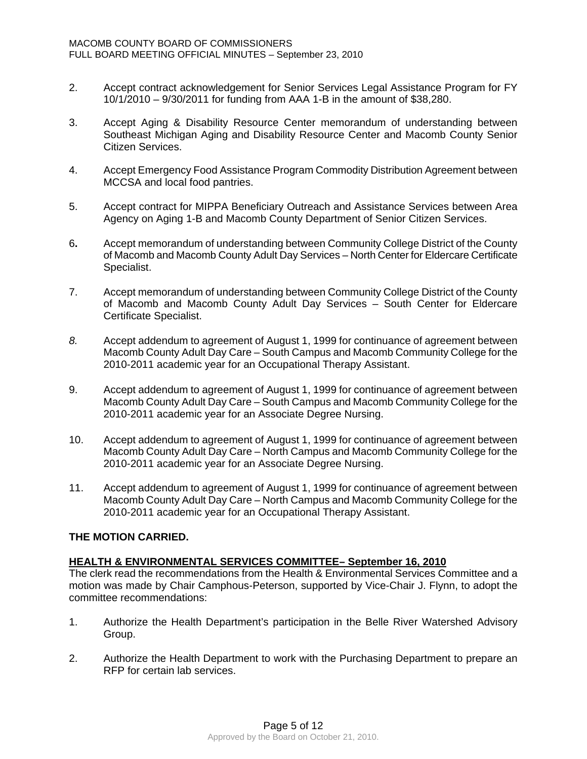2. Accept contract acknowledgement for Senior Services Legal Assistance Program for FY 10/1/2010 – 9/30/2011 for funding from AAA 1-B in the amount of $38,280.

3. Accept Aging & Disability Resource Center memorandum of understanding between Southeast Michigan Aging and Disability Resource Center and Macomb County Senior Citizen Services.

4. Accept Emergency Food Assistance Program Commodity Distribution Agreement between MCCSA and local food pantries.

5. Accept contract for MIPPA Beneficiary Outreach and Assistance Services between Area Agency on Aging 1-B and Macomb County Department of Senior Citizen Services.

6. Accept memorandum of understanding between Community College District of the County of Macomb and Macomb County Adult Day Services – North Center for Eldercare Certificate Specialist.

7. Accept memorandum of understanding between Community College District of the County of Macomb and Macomb County Adult Day Services – South Center for Eldercare Certificate Specialist.

8. Accept addendum to agreement of August 1, 1999 for continuance of agreement between Macomb County Adult Day Care – South Campus and Macomb Community College for the 2010-2011 academic year for an Occupational Therapy Assistant.

9. Accept addendum to agreement of August 1, 1999 for continuance of agreement between Macomb County Adult Day Care – South Campus and Macomb Community College for the 2010-2011 academic year for an Associate Degree Nursing.

10. Accept addendum to agreement of August 1, 1999 for continuance of agreement between Macomb County Adult Day Care – North Campus and Macomb Community College for the 2010-2011 academic year for an Associate Degree Nursing.

11. Accept addendum to agreement of August 1, 1999 for continuance of agreement between Macomb County Adult Day Care – North Campus and Macomb Community College for the 2010-2011 academic year for an Occupational Therapy Assistant.

**THE MOTION CARRIED.**

**HEALTH & ENVIRONMENTAL SERVICES COMMITTEE– September 16, 2010**

The clerk read the recommendations from the Health & Environmental Services Committee and a motion was made by Chair Camphous-Peterson, supported by Vice-Chair J. Flynn, to adopt the committee recommendations:

1. Authorize the Health Department's participation in the Belle River Watershed Advisory Group.

2. Authorize the Health Department to work with the Purchasing Department to prepare an RFP for certain lab services.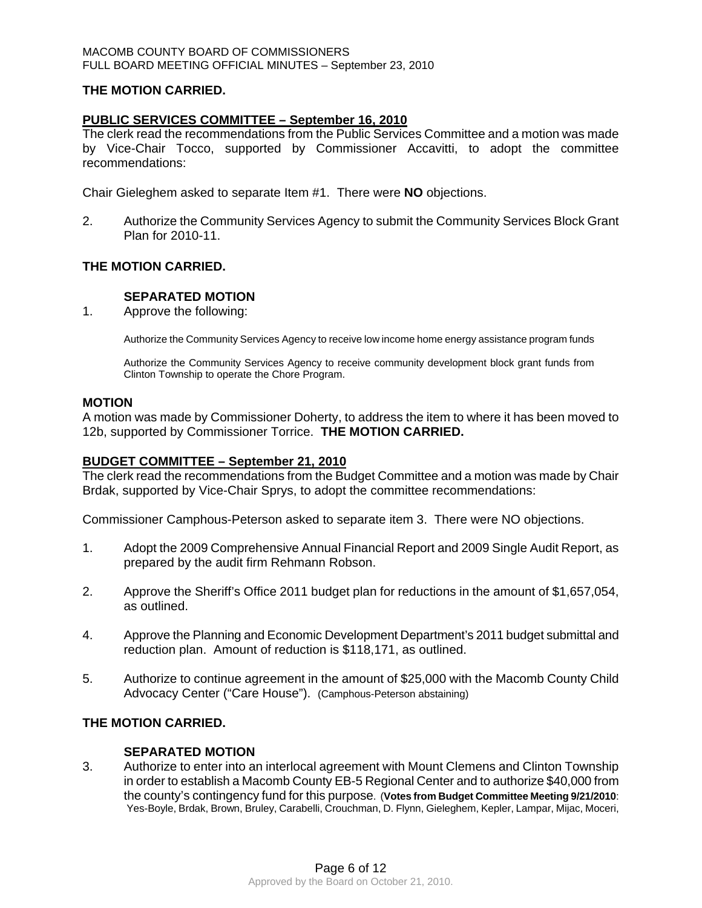**THE MOTION CARRIED.**

**PUBLIC SERVICES COMMITTEE – September 16, 2010**

The clerk read the recommendations from the Public Services Committee and a motion was made by Vice-Chair Tocco, supported by Commissioner Accavitti, to adopt the committee recommendations:

Chair Gieleghem asked to separate Item #1. There were **NO** objections.

2. Authorize the Community Services Agency to submit the Community Services Block Grant Plan for 2010-11.

**THE MOTION CARRIED.**

**SEPARATED MOTION**

1. Approve the following:

   Authorize the Community Services Agency to receive low income home energy assistance program funds

   Authorize the Community Services Agency to receive community development block grant funds from Clinton Township to operate the Chore Program.

**MOTION**

A motion was made by Commissioner Doherty, to address the item to where it has been moved to 12b, supported by Commissioner Torrice. **THE MOTION CARRIED.**

**BUDGET COMMITTEE – September 21, 2010**

The clerk read the recommendations from the Budget Committee and a motion was made by Chair Brdak, supported by Vice-Chair Sprys, to adopt the committee recommendations:

Commissioner Camphous-Peterson asked to separate item 3. There were NO objections.

1. Adopt the 2009 Comprehensive Annual Financial Report and 2009 Single Audit Report, as prepared by the audit firm Rehmann Robson.

2. Approve the Sheriff's Office 2011 budget plan for reductions in the amount of $1,657,054, as outlined.

4. Approve the Planning and Economic Development Department's 2011 budget submittal and reduction plan. Amount of reduction is $118,171, as outlined.

5. Authorize to continue agreement in the amount of $25,000 with the Macomb County Child Advocacy Center ("Care House"). (Camphous-Peterson abstaining)

**THE MOTION CARRIED.**

**SEPARATED MOTION**

3. Authorize to enter into an interlocal agreement with Mount Clemens and Clinton Township in order to establish a Macomb County EB-5 Regional Center and to authorize $40,000 from the county's contingency fund for this purpose. (**Votes from Budget Committee Meeting 9/21/2010**: Yes-Boyle, Brdak, Brown, Bruley, Carabelli, Crouchman, D. Flynn, Gieleghem, Kepler, Lampar, Mijac, Moceri,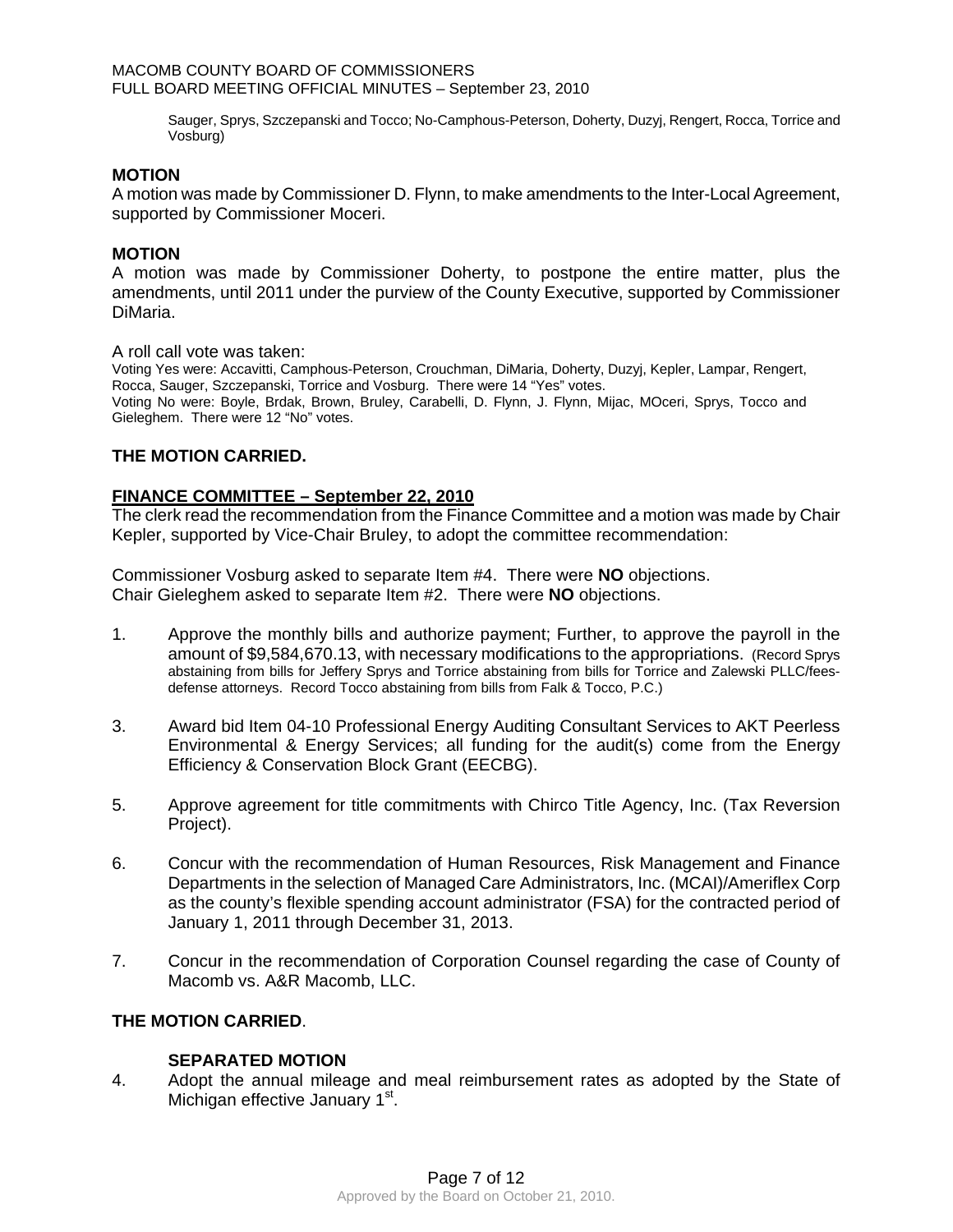Sauger, Sprys, Szczepanski and Tocco; No-Camphous-Peterson, Doherty, Duzyj, Rengert, Rocca, Torrice and Vosburg)

**MOTION**

A motion was made by Commissioner D. Flynn, to make amendments to the Inter-Local Agreement, supported by Commissioner Moceri.

**MOTION**

A motion was made by Commissioner Doherty, to postpone the entire matter, plus the amendments, until 2011 under the purview of the County Executive, supported by Commissioner DiMaria.

A roll call vote was taken:

Voting Yes were: Accavitti, Camphous-Peterson, Crouchman, DiMaria, Doherty, Duzyj, Kepler, Lampar, Rengert, Rocca, Sauger, Szczepanski, Torrice and Vosburg. There were 14 "Yes" votes.
Voting No were: Boyle, Brdak, Brown, Bruley, Carabelli, D. Flynn, J. Flynn, Mijac, MOceri, Sprys, Tocco and Gieleghem. There were 12 "No" votes.

**THE MOTION CARRIED.**

**FINANCE COMMITTEE – September 22, 2010**

The clerk read the recommendation from the Finance Committee and a motion was made by Chair Kepler, supported by Vice-Chair Bruley, to adopt the committee recommendation:

Commissioner Vosburg asked to separate Item #4. There were **NO** objections.
Chair Gieleghem asked to separate Item #2. There were **NO** objections.

1. Approve the monthly bills and authorize payment; Further, to approve the payroll in the amount of $9,584,670.13, with necessary modifications to the appropriations. (Record Sprys abstaining from bills for Jeffery Sprys and Torrice abstaining from bills for Torrice and Zalewski PLLC/fees-defense attorneys. Record Tocco abstaining from bills from Falk & Tocco, P.C.)

3. Award bid Item 04-10 Professional Energy Auditing Consultant Services to AKT Peerless Environmental & Energy Services; all funding for the audit(s) come from the Energy Efficiency & Conservation Block Grant (EECBG).

5. Approve agreement for title commitments with Chirco Title Agency, Inc. (Tax Reversion Project).

6. Concur with the recommendation of Human Resources, Risk Management and Finance Departments in the selection of Managed Care Administrators, Inc. (MCAI)/Ameriflex Corp as the county's flexible spending account administrator (FSA) for the contracted period of January 1, 2011 through December 31, 2013.

7. Concur in the recommendation of Corporation Counsel regarding the case of County of Macomb vs. A&R Macomb, LLC.

**THE MOTION CARRIED**.

**SEPARATED MOTION**

4. Adopt the annual mileage and meal reimbursement rates as adopted by the State of Michigan effective January 1st.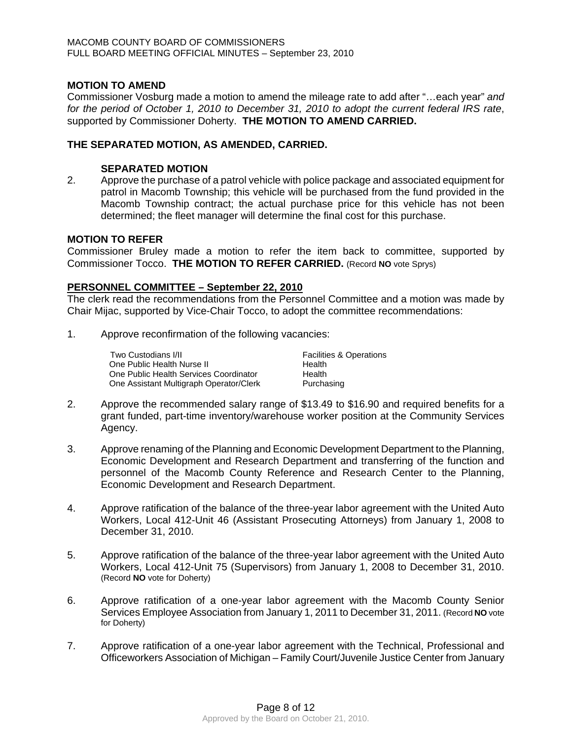**MOTION TO AMEND**

Commissioner Vosburg made a motion to amend the mileage rate to add after "…each year" *and for the period of October 1, 2010 to December 31, 2010 to adopt the current federal IRS rate*, supported by Commissioner Doherty. **THE MOTION TO AMEND CARRIED.**

**THE SEPARATED MOTION, AS AMENDED, CARRIED.**

**SEPARATED MOTION**

2. Approve the purchase of a patrol vehicle with police package and associated equipment for patrol in Macomb Township; this vehicle will be purchased from the fund provided in the Macomb Township contract; the actual purchase price for this vehicle has not been determined; the fleet manager will determine the final cost for this purchase.

**MOTION TO REFER**

Commissioner Bruley made a motion to refer the item back to committee, supported by Commissioner Tocco. **THE MOTION TO REFER CARRIED.** (Record **NO** vote Sprys)

**PERSONNEL COMMITTEE – September 22, 2010**

The clerk read the recommendations from the Personnel Committee and a motion was made by Chair Mijac, supported by Vice-Chair Tocco, to adopt the committee recommendations:

1. Approve reconfirmation of the following vacancies:

| | |
|---|---|
| Two Custodians I/II | Facilities & Operations |
| One Public Health Nurse II | Health |
| One Public Health Services Coordinator | Health |
| One Assistant Multigraph Operator/Clerk | Purchasing |

2. Approve the recommended salary range of $13.49 to $16.90 and required benefits for a grant funded, part-time inventory/warehouse worker position at the Community Services Agency.

3. Approve renaming of the Planning and Economic Development Department to the Planning, Economic Development and Research Department and transferring of the function and personnel of the Macomb County Reference and Research Center to the Planning, Economic Development and Research Department.

4. Approve ratification of the balance of the three-year labor agreement with the United Auto Workers, Local 412-Unit 46 (Assistant Prosecuting Attorneys) from January 1, 2008 to December 31, 2010.

5. Approve ratification of the balance of the three-year labor agreement with the United Auto Workers, Local 412-Unit 75 (Supervisors) from January 1, 2008 to December 31, 2010. (Record **NO** vote for Doherty)

6. Approve ratification of a one-year labor agreement with the Macomb County Senior Services Employee Association from January 1, 2011 to December 31, 2011. (Record **NO** vote for Doherty)

7. Approve ratification of a one-year labor agreement with the Technical, Professional and Officeworkers Association of Michigan – Family Court/Juvenile Justice Center from January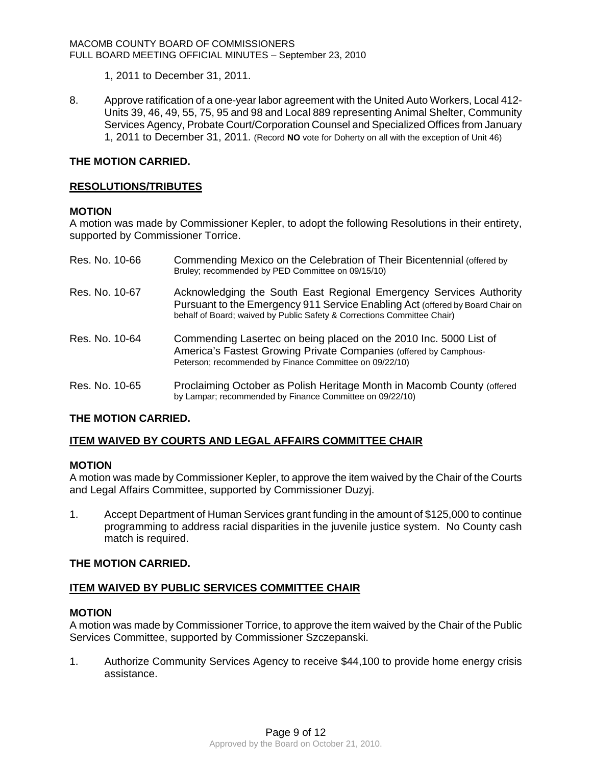1, 2011 to December 31, 2011.

8. Approve ratification of a one-year labor agreement with the United Auto Workers, Local 412-Units 39, 46, 49, 55, 75, 95 and 98 and Local 889 representing Animal Shelter, Community Services Agency, Probate Court/Corporation Counsel and Specialized Offices from January 1, 2011 to December 31, 2011. (Record **NO** vote for Doherty on all with the exception of Unit 46)

**THE MOTION CARRIED.**

## RESOLUTIONS/TRIBUTES

**MOTION**

A motion was made by Commissioner Kepler, to adopt the following Resolutions in their entirety, supported by Commissioner Torrice.

Res. No. 10-66 — Commending Mexico on the Celebration of Their Bicentennial (offered by Bruley; recommended by PED Committee on 09/15/10)

Res. No. 10-67 — Acknowledging the South East Regional Emergency Services Authority Pursuant to the Emergency 911 Service Enabling Act (offered by Board Chair on behalf of Board; waived by Public Safety & Corrections Committee Chair)

Res. No. 10-64 — Commending Lasertec on being placed on the 2010 Inc. 5000 List of America's Fastest Growing Private Companies (offered by Camphous-Peterson; recommended by Finance Committee on 09/22/10)

Res. No. 10-65 — Proclaiming October as Polish Heritage Month in Macomb County (offered by Lampar; recommended by Finance Committee on 09/22/10)

**THE MOTION CARRIED.**

## ITEM WAIVED BY COURTS AND LEGAL AFFAIRS COMMITTEE CHAIR

**MOTION**

A motion was made by Commissioner Kepler, to approve the item waived by the Chair of the Courts and Legal Affairs Committee, supported by Commissioner Duzyj.

1. Accept Department of Human Services grant funding in the amount of $125,000 to continue programming to address racial disparities in the juvenile justice system. No County cash match is required.

**THE MOTION CARRIED.**

## ITEM WAIVED BY PUBLIC SERVICES COMMITTEE CHAIR

**MOTION**

A motion was made by Commissioner Torrice, to approve the item waived by the Chair of the Public Services Committee, supported by Commissioner Szczepanski.

1. Authorize Community Services Agency to receive $44,100 to provide home energy crisis assistance.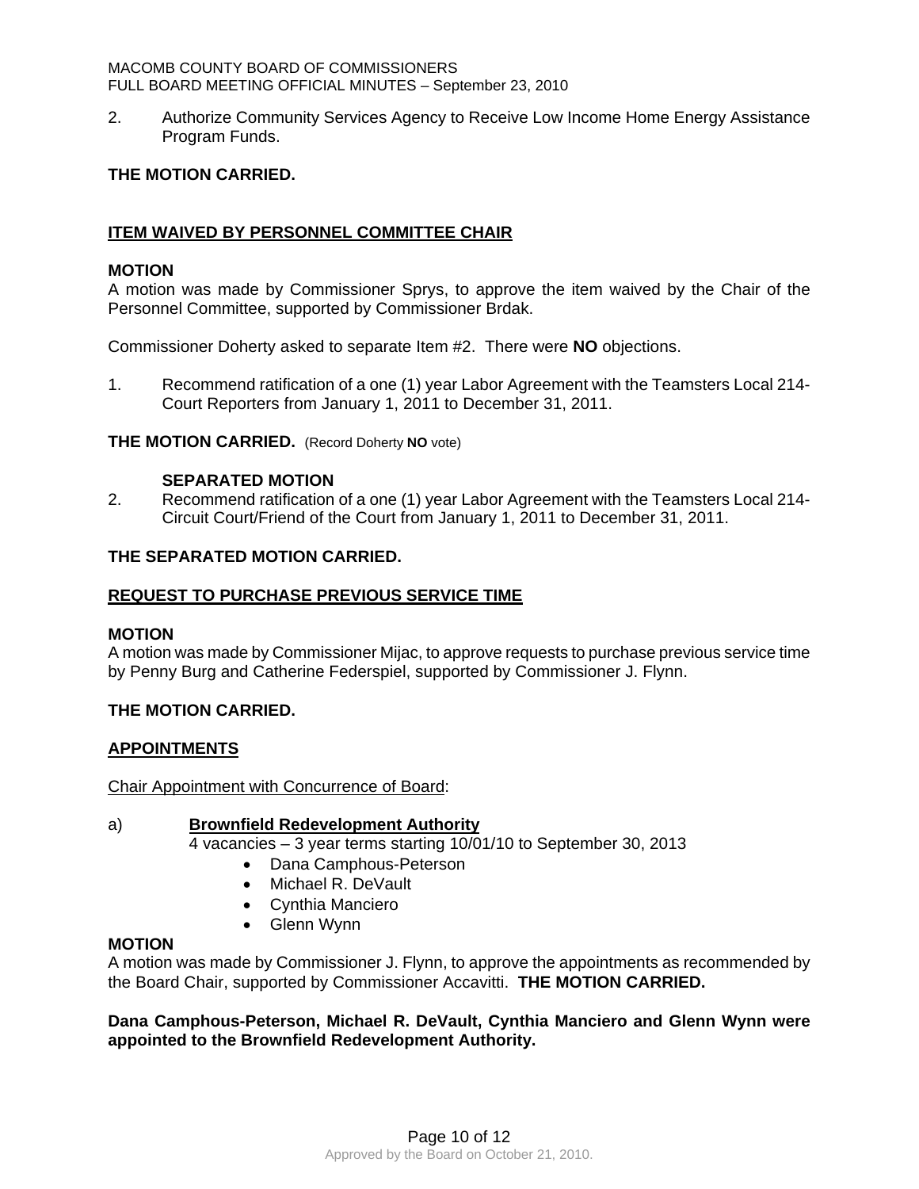2. Authorize Community Services Agency to Receive Low Income Home Energy Assistance Program Funds.

**THE MOTION CARRIED.**

## ITEM WAIVED BY PERSONNEL COMMITTEE CHAIR

**MOTION**

A motion was made by Commissioner Sprys, to approve the item waived by the Chair of the Personnel Committee, supported by Commissioner Brdak.

Commissioner Doherty asked to separate Item #2. There were **NO** objections.

1. Recommend ratification of a one (1) year Labor Agreement with the Teamsters Local 214-Court Reporters from January 1, 2011 to December 31, 2011.

**THE MOTION CARRIED.** (Record Doherty **NO** vote)

**SEPARATED MOTION**

2. Recommend ratification of a one (1) year Labor Agreement with the Teamsters Local 214-Circuit Court/Friend of the Court from January 1, 2011 to December 31, 2011.

**THE SEPARATED MOTION CARRIED.**

## REQUEST TO PURCHASE PREVIOUS SERVICE TIME

**MOTION**

A motion was made by Commissioner Mijac, to approve requests to purchase previous service time by Penny Burg and Catherine Federspiel, supported by Commissioner J. Flynn.

**THE MOTION CARRIED.**

## APPOINTMENTS

Chair Appointment with Concurrence of Board:

a) **Brownfield Redevelopment Authority**

4 vacancies – 3 year terms starting 10/01/10 to September 30, 2013

- Dana Camphous-Peterson
- Michael R. DeVault
- Cynthia Manciero
- Glenn Wynn

**MOTION**

A motion was made by Commissioner J. Flynn, to approve the appointments as recommended by the Board Chair, supported by Commissioner Accavitti. **THE MOTION CARRIED.**

**Dana Camphous-Peterson, Michael R. DeVault, Cynthia Manciero and Glenn Wynn were appointed to the Brownfield Redevelopment Authority.**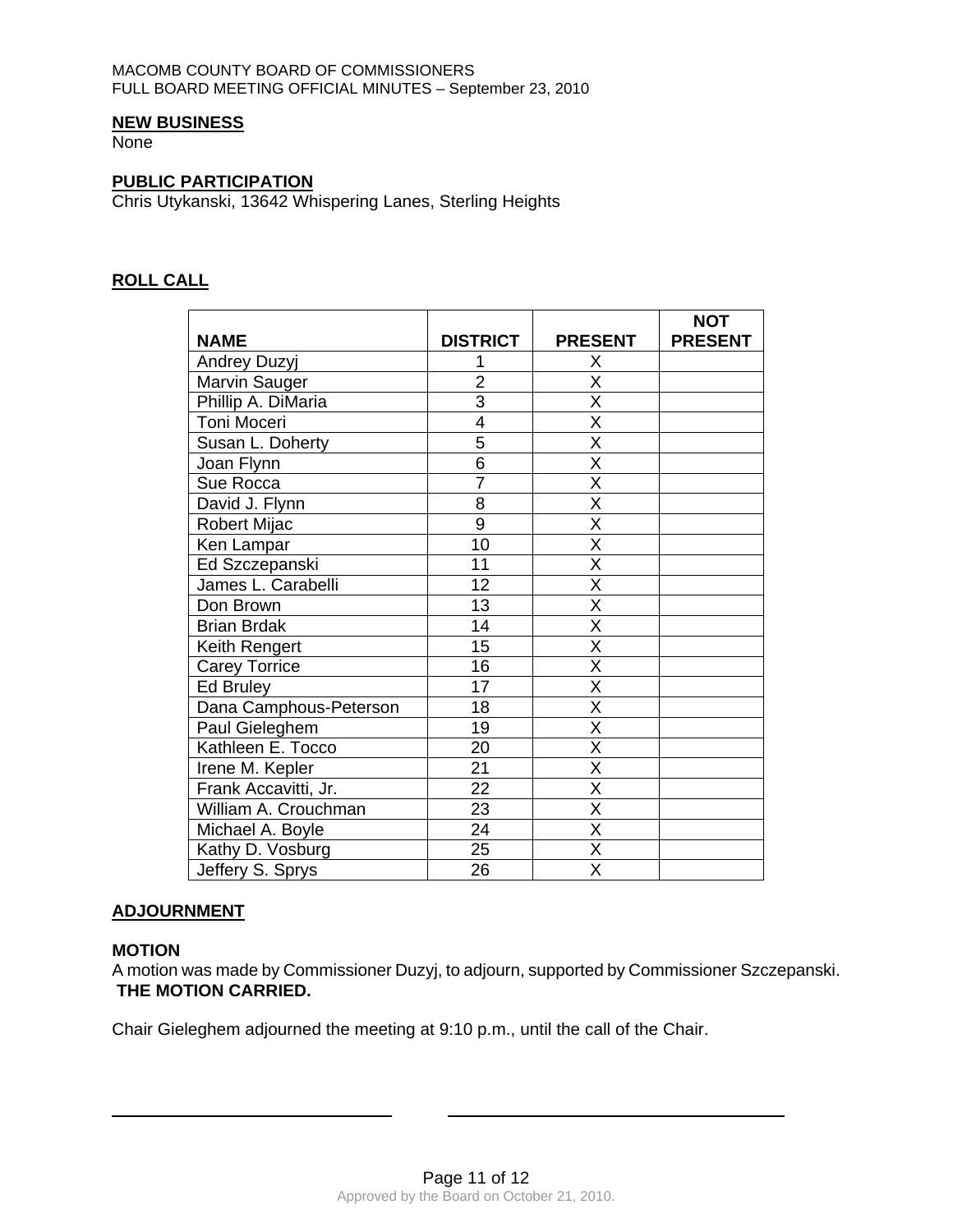**NEW BUSINESS**

None

**PUBLIC PARTICIPATION**

Chris Utykanski, 13642 Whispering Lanes, Sterling Heights

**ROLL CALL**

| NAME | DISTRICT | PRESENT | NOT PRESENT |
|---|---|---|---|
| Andrey Duzyj | 1 | X | |
| Marvin Sauger | 2 | X | |
| Phillip A. DiMaria | 3 | X | |
| Toni Moceri | 4 | X | |
| Susan L. Doherty | 5 | X | |
| Joan Flynn | 6 | X | |
| Sue Rocca | 7 | X | |
| David J. Flynn | 8 | X | |
| Robert Mijac | 9 | X | |
| Ken Lampar | 10 | X | |
| Ed Szczepanski | 11 | X | |
| James L. Carabelli | 12 | X | |
| Don Brown | 13 | X | |
| Brian Brdak | 14 | X | |
| Keith Rengert | 15 | X | |
| Carey Torrice | 16 | X | |
| Ed Bruley | 17 | X | |
| Dana Camphous-Peterson | 18 | X | |
| Paul Gieleghem | 19 | X | |
| Kathleen E. Tocco | 20 | X | |
| Irene M. Kepler | 21 | X | |
| Frank Accavitti, Jr. | 22 | X | |
| William A. Crouchman | 23 | X | |
| Michael A. Boyle | 24 | X | |
| Kathy D. Vosburg | 25 | X | |
| Jeffery S. Sprys | 26 | X | |

**ADJOURNMENT**

**MOTION**

A motion was made by Commissioner Duzyj, to adjourn, supported by Commissioner Szczepanski. **THE MOTION CARRIED.**

Chair Gieleghem adjourned the meeting at 9:10 p.m., until the call of the Chair.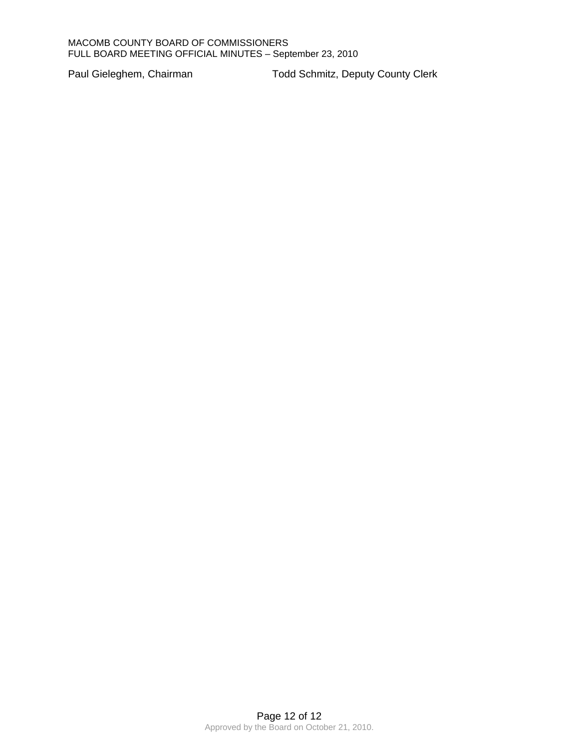Paul Gieleghem, Chairman                    Todd Schmitz, Deputy County Clerk